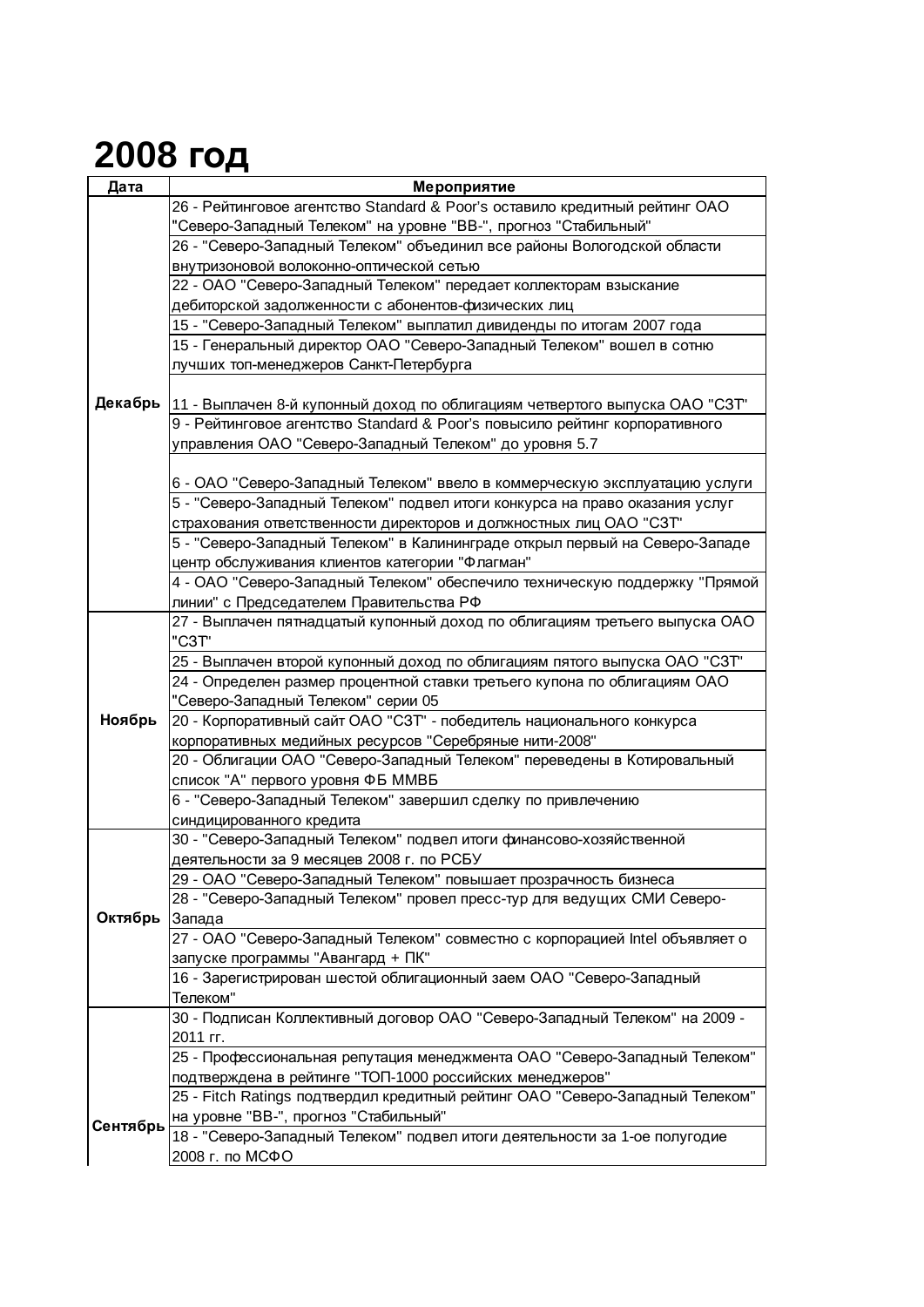# 2008 год

| Дата | Мероприятие |
|---|---|
| Декабрь | 26 - Рейтинговое агентство Standard & Poor's оставило кредитный рейтинг ОАО "Северо-Западный Телеком" на уровне "BB-", прогноз "Стабильный" |
| | 26 - "Северо-Западный Телеком" объединил все районы Вологодской области внутризоновой волоконно-оптической сетью |
| | 22 - ОАО "Северо-Западный Телеком" передает коллекторам взыскание дебиторской задолженности с абонентов-физических лиц |
| | 15 - "Северо-Западный Телеком" выплатил дивиденды по итогам 2007 года |
| | 15 - Генеральный директор ОАО "Северо-Западный Телеком" вошел в сотню лучших топ-менеджеров Санкт-Петербурга |
| | 11 - Выплачен 8-й купонный доход по облигациям четвертого выпуска ОАО "СЗТ" |
| | 9 - Рейтинговое агентство Standard & Poor's повысило рейтинг корпоративного управления ОАО "Северо-Западный Телеком" до уровня 5.7 |
| | 6 - ОАО "Северо-Западный Телеком" ввело в коммерческую эксплуатацию услуги |
| | 5 - "Северо-Западный Телеком" подвел итоги конкурса на право оказания услуг страхования ответственности директоров и должностных лиц ОАО "СЗТ" |
| | 5 - "Северо-Западный Телеком" в Калининграде открыл первый на Северо-Западе центр обслуживания клиентов категории "Флагман" |
| | 4 - ОАО "Северо-Западный Телеком" обеспечило техническую поддержку "Прямой линии" с Председателем Правительства РФ |
| Ноябрь | 27 - Выплачен пятнадцатый купонный доход по облигациям третьего выпуска ОАО "СЗТ" |
| | 25 - Выплачен второй купонный доход по облигациям пятого выпуска ОАО "СЗТ" |
| | 24 - Определен размер процентной ставки третьего купона по облигациям ОАО "Северо-Западный Телеком" серии 05 |
| | 20 - Корпоративный сайт ОАО "СЗТ" - победитель национального конкурса корпоративных медийных ресурсов "Серебряные нити-2008" |
| | 20 - Облигации ОАО "Северо-Западный Телеком" переведены в Котировальный список "А" первого уровня ФБ ММВБ |
| | 6 - "Северо-Западный Телеком" завершил сделку по привлечению синдицированного кредита |
| Октябрь | 30 - "Северо-Западный Телеком" подвел итоги финансово-хозяйственной деятельности за 9 месяцев 2008 г. по РСБУ |
| | 29 - ОАО "Северо-Западный Телеком" повышает прозрачность бизнеса |
| | 28 - "Северо-Западный Телеком" провел пресс-тур для ведущих СМИ Северо-Запада |
| | 27 - ОАО "Северо-Западный Телеком" совместно с корпорацией Intel объявляет о запуске программы "Авангард + ПК" |
| | 16 - Зарегистрирован шестой облигационный заем ОАО "Северо-Западный Телеком" |
| Сентябрь | 30 - Подписан Коллективный договор ОАО "Северо-Западный Телеком" на 2009 - 2011 гг. |
| | 25 - Профессиональная репутация менеджмента ОАО "Северо-Западный Телеком" подтверждена в рейтинге "ТОП-1000 российских менеджеров" |
| | 25 - Fitch Ratings подтвердил кредитный рейтинг ОАО "Северо-Западный Телеком" на уровне "BB-", прогноз "Стабильный" |
| | 18 - "Северо-Западный Телеком" подвел итоги деятельности за 1-ое полугодие 2008 г. по МСФО |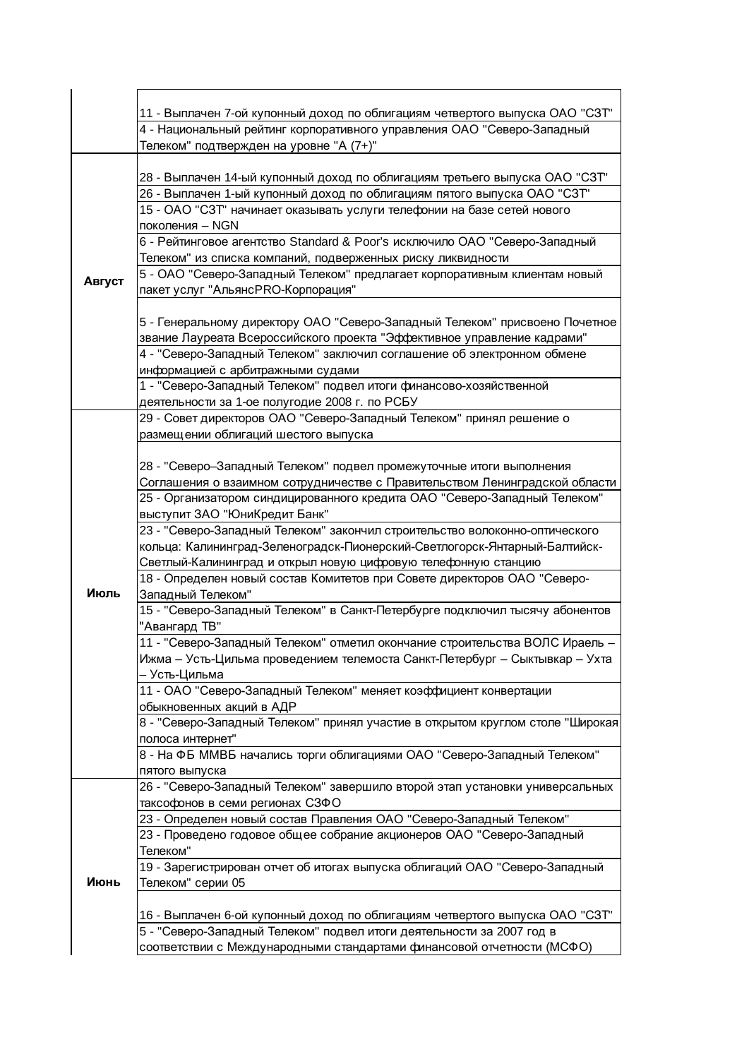| | |
|---|---|
| | 11 - Выплачен 7-ой купонный доход по облигациям четвертого выпуска ОАО "СЗТ" |
| | 4 - Национальный рейтинг корпоративного управления ОАО "Северо-Западный Телеком" подтвержден на уровне "А (7+)" |
| Август | 28 - Выплачен 14-ый купонный доход по облигациям третьего выпуска ОАО "СЗТ" |
| | 26 - Выплачен 1-ый купонный доход по облигациям пятого выпуска ОАО "СЗТ" |
| | 15 - ОАО "СЗТ" начинает оказывать услуги телефонии на базе сетей нового поколения – NGN |
| | 6 - Рейтинговое агентство Standard & Poor's исключило ОАО "Северо-Западный Телеком" из списка компаний, подверженных риску ликвидности |
| | 5 - ОАО "Северо-Западный Телеком" предлагает корпоративным клиентам новый пакет услуг "АльянсPRO-Корпорация" |
| | 5 - Генеральному директору ОАО "Северо-Западный Телеком" присвоено Почетное звание Лауреата Всероссийского проекта "Эффективное управление кадрами" |
| | 4 - "Северо-Западный Телеком" заключил соглашение об электронном обмене информацией с арбитражными судами |
| | 1 - "Северо-Западный Телеком" подвел итоги финансово-хозяйственной деятельности за 1-ое полугодие 2008 г. по РСБУ |
| Июль | 29 - Совет директоров ОАО "Северо-Западный Телеком" принял решение о размещении облигаций шестого выпуска |
| | 28 - "Северо–Западный Телеком" подвел промежуточные итоги выполнения Соглашения о взаимном сотрудничестве с Правительством Ленинградской области |
| | 25 - Организатором синдицированного кредита ОАО "Северо-Западный Телеком" выступит ЗАО "ЮниКредит Банк" |
| | 23 - "Северо-Западный Телеком" закончил строительство волоконно-оптического кольца: Калининград-Зеленоградск-Пионерский-Светлогорск-Янтарный-Балтийск-Светлый-Калининград и открыл новую цифровую телефонную станцию |
| | 18 - Определен новый состав Комитетов при Совете директоров ОАО "Северо-Западный Телеком" |
| | 15 - "Северо-Западный Телеком" в Санкт-Петербурге подключил тысячу абонентов "Авангард ТВ" |
| | 11 - "Северо-Западный Телеком" отметил окончание строительства ВОЛС Ираель – Ижма – Усть-Цильма проведением телемоста Санкт-Петербург – Сыктывкар – Ухта – Усть-Цильма |
| | 11 - ОАО "Северо-Западный Телеком" меняет коэффициент конвертации обыкновенных акций в АДР |
| | 8 - "Северо-Западный Телеком" принял участие в открытом круглом столе "Широкая полоса интернет" |
| | 8 - На ФБ ММВБ начались торги облигациями ОАО "Северо-Западный Телеком" пятого выпуска |
| Июнь | 26 - "Северо-Западный Телеком" завершило второй этап установки универсальных таксофонов в семи регионах СЗФО |
| | 23 - Определен новый состав Правления ОАО "Северо-Западный Телеком" |
| | 23 - Проведено годовое общее собрание акционеров ОАО "Северо-Западный Телеком" |
| | 19 - Зарегистрирован отчет об итогах выпуска облигаций ОАО "Северо-Западный Телеком" серии 05 |
| | 16 - Выплачен 6-ой купонный доход по облигациям четвертого выпуска ОАО "СЗТ" |
| | 5 - "Северо-Западный Телеком" подвел итоги деятельности за 2007 год в соответствии с Международными стандартами финансовой отчетности (МСФО) |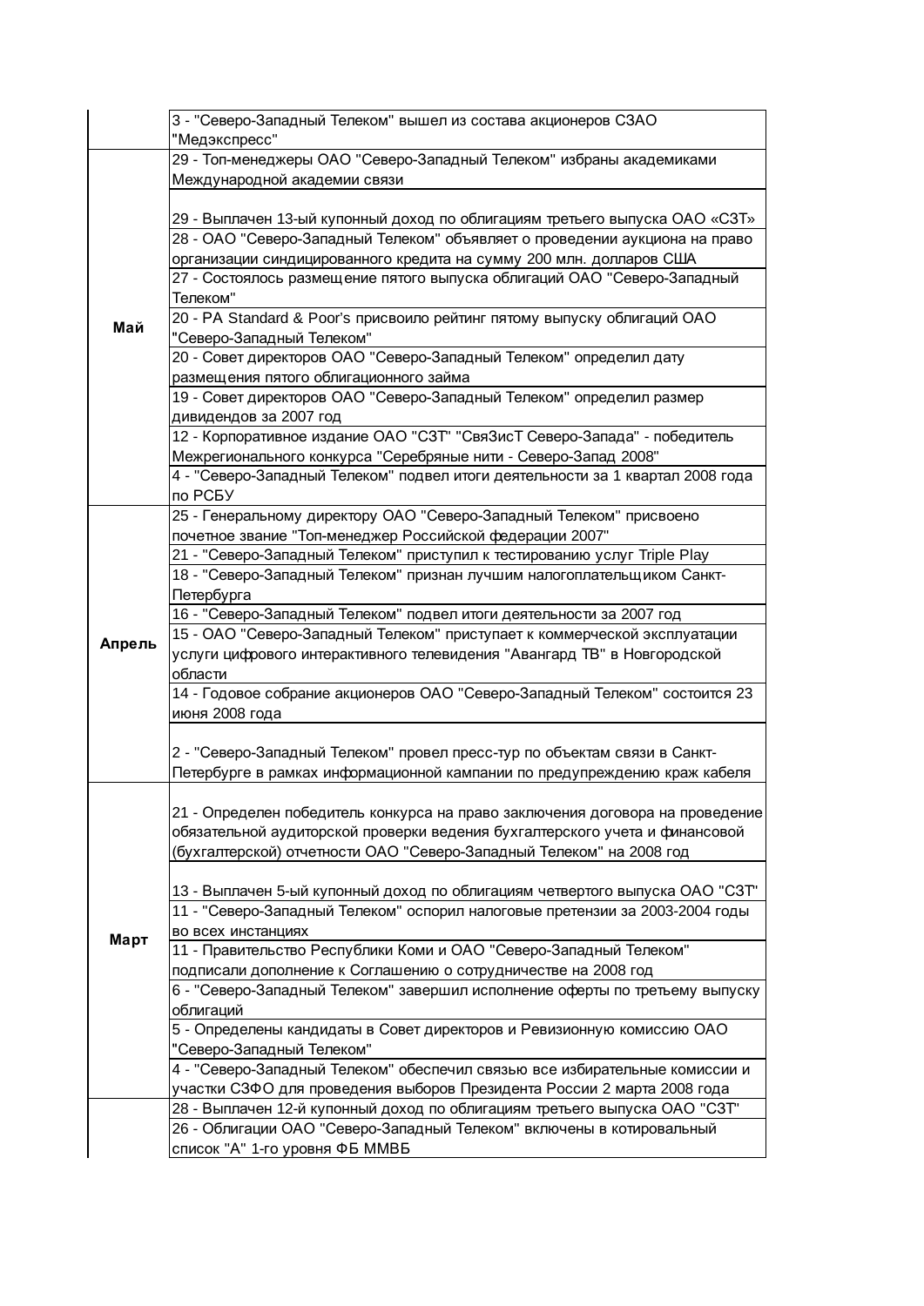| | |
|---|---|
| | 3 - "Северо-Западный Телеком" вышел из состава акционеров СЗАО "Медэкспресс" |
| Май | 29 - Топ-менеджеры ОАО "Северо-Западный Телеком" избраны академиками Международной академии связи |
| | 29 - Выплачен 13-ый купонный доход по облигациям третьего выпуска ОАО «СЗТ» |
| | 28 - ОАО "Северо-Западный Телеком" объявляет о проведении аукциона на право организации синдицированного кредита на сумму 200 млн. долларов США |
| | 27 - Состоялось размещение пятого выпуска облигаций ОАО "Северо-Западный Телеком" |
| | 20 - РА Standard & Poor's присвоило рейтинг пятому выпуску облигаций ОАО "Северо-Западный Телеком" |
| | 20 - Совет директоров ОАО "Северо-Западный Телеком" определил дату размещения пятого облигационного займа |
| | 19 - Совет директоров ОАО "Северо-Западный Телеком" определил размер дивидендов за 2007 год |
| | 12 - Корпоративное издание ОАО "СЗТ" "СвяЗисТ Северо-Запада" - победитель Межрегионального конкурса "Серебряные нити - Северо-Запад 2008" |
| | 4 - "Северо-Западный Телеком" подвел итоги деятельности за 1 квартал 2008 года по РСБУ |
| Апрель | 25 - Генеральному директору ОАО "Северо-Западный Телеком" присвоено почетное звание "Топ-менеджер Российской федерации 2007" |
| | 21 - "Северо-Западный Телеком" приступил к тестированию услуг Triple Play |
| | 18 - "Северо-Западный Телеком" признан лучшим налогоплательщиком Санкт-Петербурга |
| | 16 - "Северо-Западный Телеком" подвел итоги деятельности за 2007 год |
| | 15 - ОАО "Северо-Западный Телеком" приступает к коммерческой эксплуатации услуги цифрового интерактивного телевидения "Авангард ТВ" в Новгородской области |
| | 14 - Годовое собрание акционеров ОАО "Северо-Западный Телеком" состоится 23 июня 2008 года |
| | 2 - "Северо-Западный Телеком" провел пресс-тур по объектам связи в Санкт-Петербурге в рамках информационной кампании по предупреждению краж кабеля |
| Март | 21 - Определен победитель конкурса на право заключения договора на проведение обязательной аудиторской проверки ведения бухгалтерского учета и финансовой (бухгалтерской) отчетности ОАО "Северо-Западный Телеком" на 2008 год |
| | 13 - Выплачен 5-ый купонный доход по облигациям четвертого выпуска ОАО "СЗТ" |
| | 11 - "Северо-Западный Телеком" оспорил налоговые претензии за 2003-2004 годы во всех инстанциях |
| | 11 - Правительство Республики Коми и ОАО "Северо-Западный Телеком" подписали дополнение к Соглашению о сотрудничестве на 2008 год |
| | 6 - "Северо-Западный Телеком" завершил исполнение оферты по третьему выпуску облигаций |
| | 5 - Определены кандидаты в Совет директоров и Ревизионную комиссию ОАО "Северо-Западный Телеком" |
| | 4 - "Северо-Западный Телеком" обеспечил связью все избирательные комиссии и участки СЗФО для проведения выборов Президента России 2 марта 2008 года |
| | 28 - Выплачен 12-й купонный доход по облигациям третьего выпуска ОАО "СЗТ" |
| | 26 - Облигации ОАО "Северо-Западный Телеком" включены в котировальный список "А" 1-го уровня ФБ ММВБ |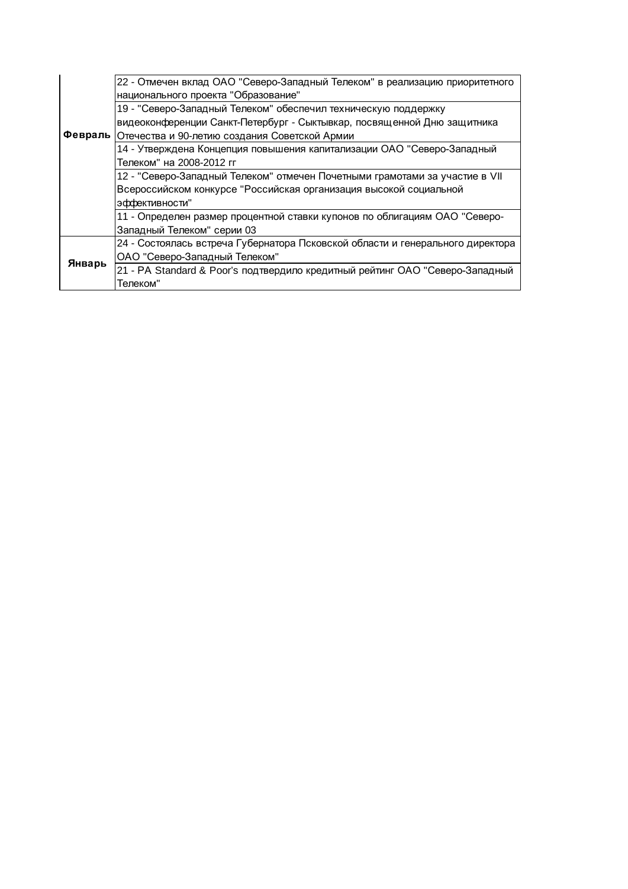| | |
|---|---|
| **Февраль** | 22 - Отмечен вклад ОАО "Северо-Западный Телеком" в реализацию приоритетного национального проекта "Образование" |
| | 19 - "Северо-Западный Телеком" обеспечил техническую поддержку видеоконференции Санкт-Петербург - Сыктывкар, посвященной Дню защитника Отечества и 90-летию создания Советской Армии |
| | 14 - Утверждена Концепция повышения капитализации ОАО "Северо-Западный Телеком" на 2008-2012 гг |
| | 12 - "Северо-Западный Телеком" отмечен Почетными грамотами за участие в VII Всероссийском конкурсе "Российская организация высокой социальной эффективности" |
| | 11 - Определен размер процентной ставки купонов по облигациям ОАО "Северо-Западный Телеком" серии 03 |
| **Январь** | 24 - Состоялась встреча Губернатора Псковской области и генерального директора ОАО "Северо-Западный Телеком" |
| | 21 - РА Standard & Poor's подтвердило кредитный рейтинг ОАО "Северо-Западный Телеком" |